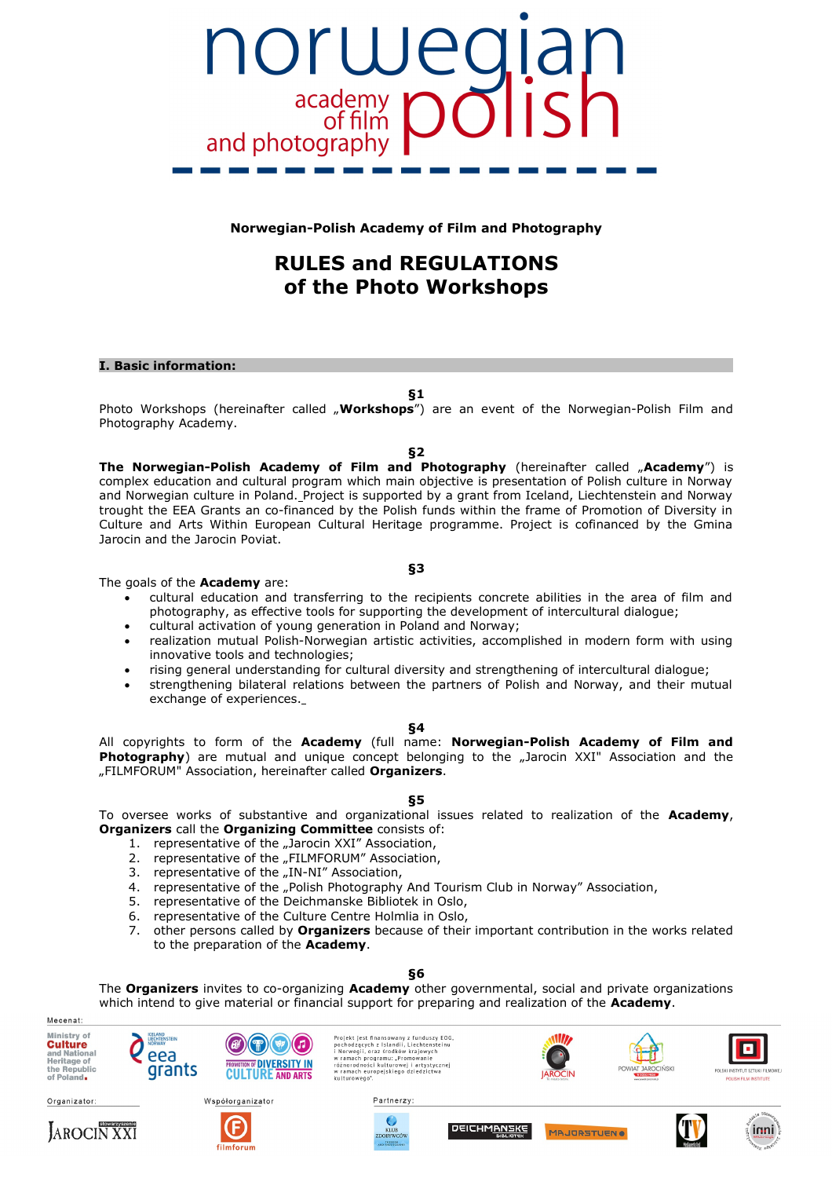Norwegian-Polish Academy of Film and Photography

# RULES and REGULATIONS of the Photo Workshops

## I. Basic information:

**§1**

Photo Workshops (hereinafter called „**Workshops**") are an event of the Norwegian-Polish Film and Photography Academy.

**§2**

**The Norwegian-Polish Academy of Film and Photography** (hereinafter called „**Academy**") is complex education and cultural program which main objective is presentation of Polish culture in Norway and Norwegian culture in Poland. Project is supported by a grant from Iceland, Liechtenstein and Norway trought the EEA Grants an co-financed by the Polish funds within the frame of Promotion of Diversity in Culture and Arts Within European Cultural Heritage programme. Project is cofinanced by the Gmina Jarocin and the Jarocin Poviat.

**§3**

The goals of the **Academy** are:

- cultural education and transferring to the recipients concrete abilities in the area of film and photography, as effective tools for supporting the development of intercultural dialogue;
- cultural activation of young generation in Poland and Norway;
- realization mutual Polish-Norwegian artistic activities, accomplished in modern form with using innovative tools and technologies;
- rising general understanding for cultural diversity and strengthening of intercultural dialogue;
- strengthening bilateral relations between the partners of Polish and Norway, and their mutual exchange of experiences.

**§4**

All copyrights to form of the **Academy** (full name: **Norwegian-Polish Academy of Film and Photography**) are mutual and unique concept belonging to the „Jarocin XXI" Association and the „FILMFORUM" Association, hereinafter called **Organizers**.

**§5**

To oversee works of substantive and organizational issues related to realization of the **Academy**, **Organizers** call the **Organizing Committee** consists of:

1. representative of the „Jarocin XXI" Association,
2. representative of the „FILMFORUM" Association,
3. representative of the „IN-NI" Association,
4. representative of the „Polish Photography And Tourism Club in Norway" Association,
5. representative of the Deichmanske Bibliotek in Oslo,
6. representative of the Culture Centre Holmlia in Oslo,
7. other persons called by **Organizers** because of their important contribution in the works related to the preparation of the **Academy**.

**§6**

The **Organizers** invites to co-organizing **Academy** other governmental, social and private organizations which intend to give material or financial support for preparing and realization of the **Academy**.

Mecenat:

Projekt jest finansowany z funduszy EOG, pochodzących z Islandii, Liechtensteinu i Norwegii, oraz środków krajowych w ramach programu: „Promowanie różnorodności kulturowej i artystycznej w ramach europejskiego dziedzictwa kulturowego".

Organizator:

Współorganizator

Partnerzy: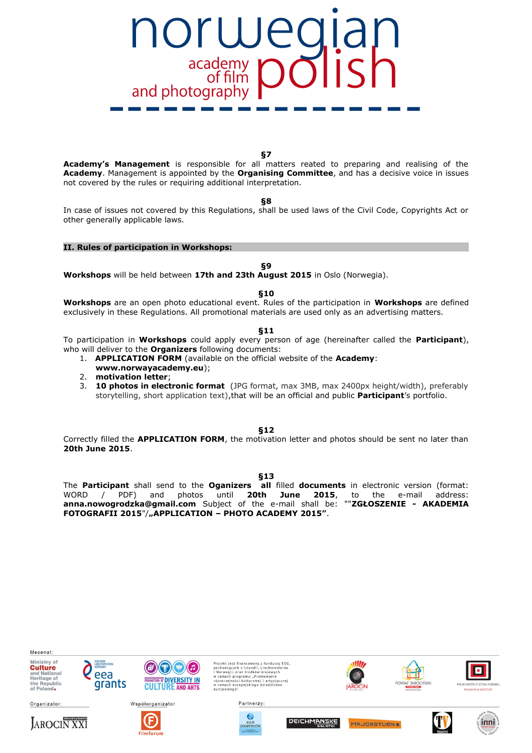**§7**

**Academy's Management** is responsible for all matters reated to preparing and realising of the **Academy**. Management is appointed by the **Organising Committee**, and has a decisive voice in issues not covered by the rules or requiring additional interpretation.

**§8**

In case of issues not covered by this Regulations, shall be used laws of the Civil Code, Copyrights Act or other generally applicable laws.

## II. Rules of participation in Workshops:

**§9**

**Workshops** will be held between **17th and 23th August 2015** in Oslo (Norwegia).

**§10**

**Workshops** are an open photo educational event. Rules of the participation in **Workshops** are defined exclusively in these Regulations. All promotional materials are used only as an advertising matters.

**§11**

To participation in **Workshops** could apply every person of age (hereinafter called the **Participant**), who will deliver to the **Organizers** following documents:

1. **APPLICATION FORM** (available on the official website of the **Academy**: **www.norwayacademy.eu**);
2. **motivation letter**;
3. **10 photos in electronic format** (JPG format, max 3MB, max 2400px height/width), preferably storytelling, short application text),that will be an official and public **Participant**'s portfolio.

**§12**

Correctly filled the **APPLICATION FORM**, the motivation letter and photos should be sent no later than **20th June 2015**.

**§13**

The **Participant** shall send to the **Oganizers** **all** filled **documents** in electronic version (format: WORD / PDF) and photos until **20th June 2015**, to the e-mail address: **anna.nowogrodzka@gmail.com** Subject of the e-mail shall be: ""**ZGŁOSZENIE - AKADEMIA FOTOGRAFII 2015**"/**„APPLICATION – PHOTO ACADEMY 2015"**.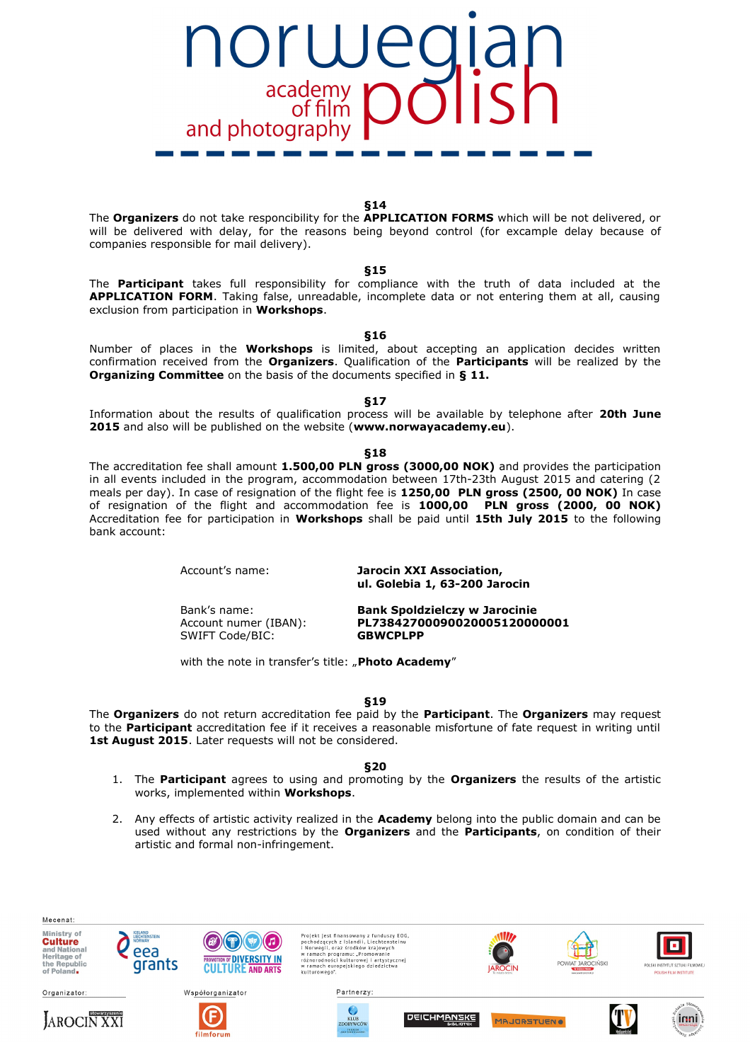### §14

The **Organizers** do not take responcibility for the **APPLICATION FORMS** which will be not delivered, or will be delivered with delay, for the reasons being beyond control (for excample delay because of companies responsible for mail delivery).

### §15

The **Participant** takes full responsibility for compliance with the truth of data included at the **APPLICATION FORM**. Taking false, unreadable, incomplete data or not entering them at all, causing exclusion from participation in **Workshops**.

### §16

Number of places in the **Workshops** is limited, about accepting an application decides written confirmation received from the **Organizers**. Qualification of the **Participants** will be realized by the **Organizing Committee** on the basis of the documents specified in **§ 11.**

### §17

Information about the results of qualification process will be available by telephone after **20th June 2015** and also will be published on the website (**www.norwayacademy.eu**).

### §18

The accreditation fee shall amount **1.500,00 PLN gross (3000,00 NOK)** and provides the participation in all events included in the program, accommodation between 17th-23th August 2015 and catering (2 meals per day). In case of resignation of the flight fee is **1250,00 PLN gross (2500, 00 NOK)** In case of resignation of the flight and accommodation fee is **1000,00 PLN gross (2000, 00 NOK)** Accreditation fee for participation in **Workshops** shall be paid until **15th July 2015** to the following bank account:

| | |
|---|---|
| Account's name: | **Jarocin XXI Association,** **ul. Golebia 1, 63-200 Jarocin** |
| Bank's name: | **Bank Spoldzielczy w Jarocinie** |
| Account numer (IBAN): | **PL73842700090020005120000001** |
| SWIFT Code/BIC: | **GBWCPLPP** |

with the note in transfer's title: „**Photo Academy**"

### §19

The **Organizers** do not return accreditation fee paid by the **Participant**. The **Organizers** may request to the **Participant** accreditation fee if it receives a reasonable misfortune of fate request in writing until **1st August 2015**. Later requests will not be considered.

### §20

1. The **Participant** agrees to using and promoting by the **Organizers** the results of the artistic works, implemented within **Workshops**.
2. Any effects of artistic activity realized in the **Academy** belong into the public domain and can be used without any restrictions by the **Organizers** and the **Participants**, on condition of their artistic and formal non-infringement.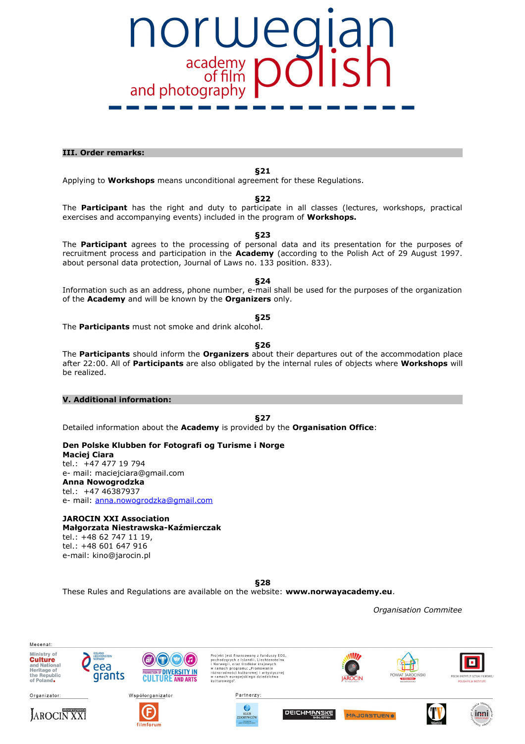## III. Order remarks:

**§21**

Applying to **Workshops** means unconditional agreement for these Regulations.

**§22**

The **Participant** has the right and duty to participate in all classes (lectures, workshops, practical exercises and accompanying events) included in the program of **Workshops.**

**§23**

The **Participant** agrees to the processing of personal data and its presentation for the purposes of recruitment process and participation in the **Academy** (according to the Polish Act of 29 August 1997. about personal data protection, Journal of Laws no. 133 position. 833).

**§24**

Information such as an address, phone number, e-mail shall be used for the purposes of the organization of the **Academy** and will be known by the **Organizers** only.

**§25**

The **Participants** must not smoke and drink alcohol.

**§26**

The **Participants** should inform the **Organizers** about their departures out of the accommodation place after 22:00. All of **Participants** are also obligated by the internal rules of objects where **Workshops** will be realized.

## V. Additional information:

**§27**

Detailed information about the **Academy** is provided by the **Organisation Office**:

**Den Polske Klubben for Fotografi og Turisme i Norge**
**Maciej Ciara**
tel.: +47 477 19 794
e- mail: maciejciara@gmail.com
**Anna Nowogrodzka**
tel.: +47 46387937
e- mail: anna.nowogrodzka@gmail.com

**JAROCIN XXI Association**
**Małgorzata Niestrawska-Kaźmierczak**
tel.: +48 62 747 11 19,
tel.: +48 601 647 916
e-mail: kino@jarocin.pl

**§28**

These Rules and Regulations are available on the website: **www.norwayacademy.eu**.

*Organisation Commitee*